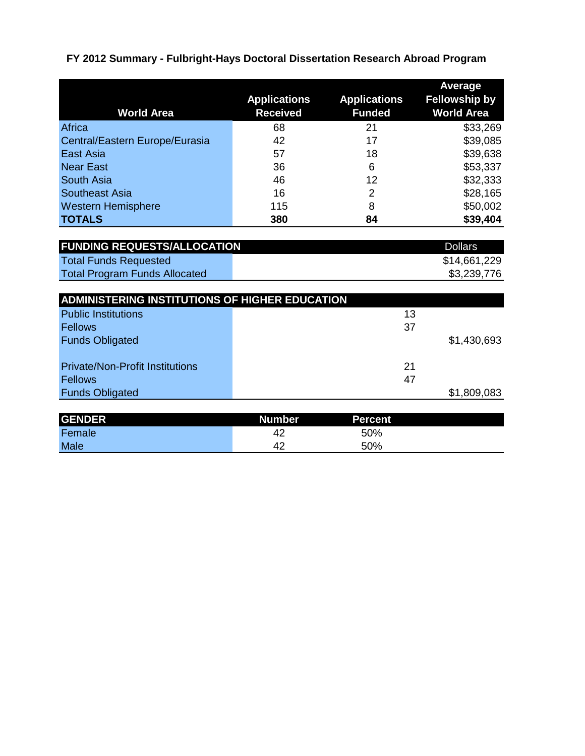## FY 2012 Summary - Fulbright-Hays Doctoral Dissertation Research Abroad Program

| World Area | Applications Received | Applications Funded | Average Fellowship by World Area |
|---|---|---|---|
| Africa | 68 | 21 | $33,269 |
| Central/Eastern Europe/Eurasia | 42 | 17 | $39,085 |
| East Asia | 57 | 18 | $39,638 |
| Near East | 36 | 6 | $53,337 |
| South Asia | 46 | 12 | $32,333 |
| Southeast Asia | 16 | 2 | $28,165 |
| Western Hemisphere | 115 | 8 | $50,002 |
| **TOTALS** | **380** | **84** | **$39,404** |

| FUNDING REQUESTS/ALLOCATION | Dollars |
|---|---|
| Total Funds Requested | $14,661,229 |
| Total Program Funds Allocated | $3,239,776 |

| ADMINISTERING INSTITUTIONS OF HIGHER EDUCATION | | |
|---|---|---|
| Public Institutions | 13 | |
| Fellows | 37 | |
| Funds Obligated | | $1,430,693 |
| | | |
| Private/Non-Profit Institutions | 21 | |
| Fellows | 47 | |
| Funds Obligated | | $1,809,083 |

| GENDER | Number | Percent |
|---|---|---|
| Female | 42 | 50% |
| Male | 42 | 50% |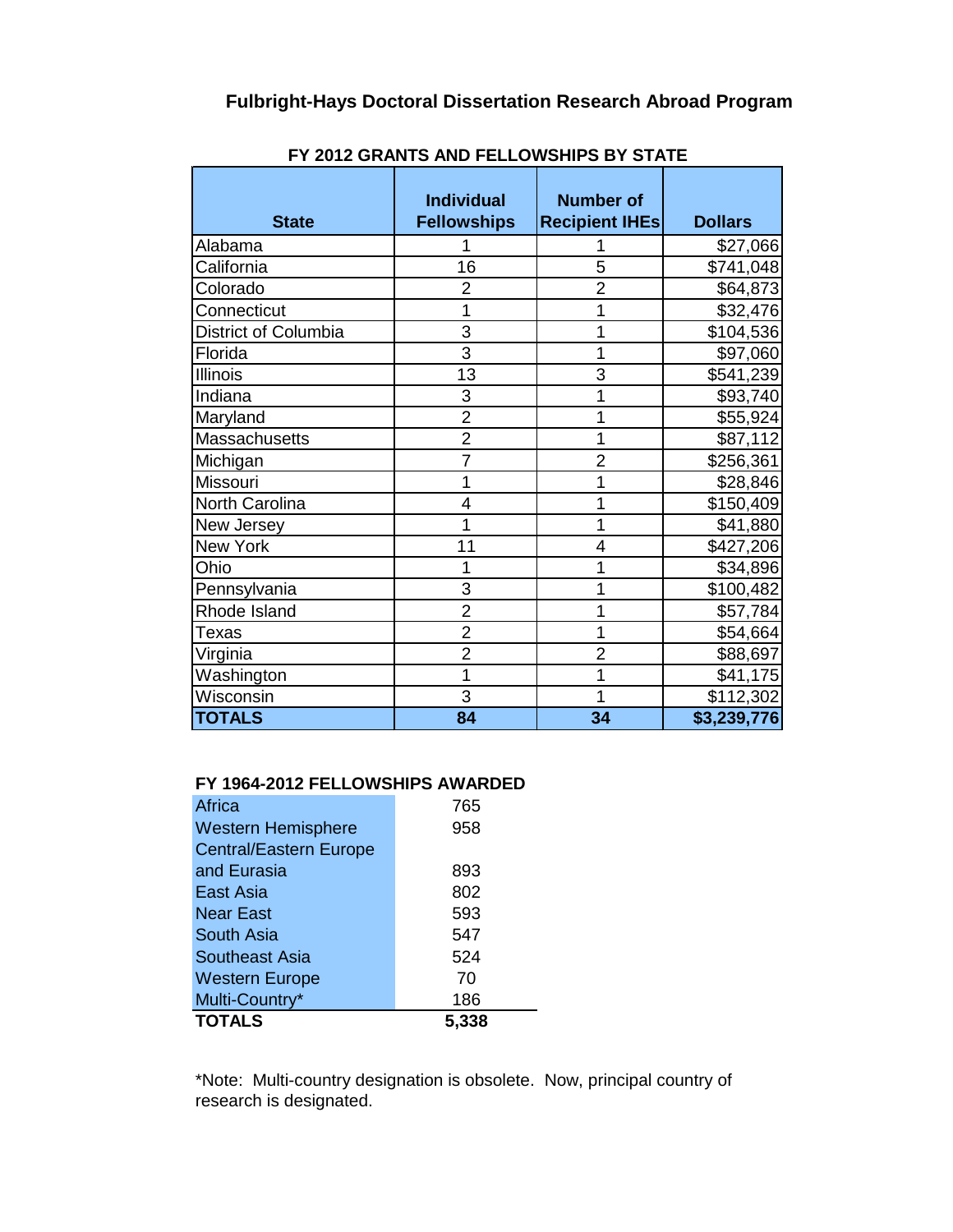# Fulbright-Hays Doctoral Dissertation Research Abroad Program

## FY 2012 GRANTS AND FELLOWSHIPS BY STATE

| State | Individual Fellowships | Number of Recipient IHEs | Dollars |
|---|---|---|---|
| Alabama | 1 | 1 | $27,066 |
| California | 16 | 5 | $741,048 |
| Colorado | 2 | 2 | $64,873 |
| Connecticut | 1 | 1 | $32,476 |
| District of Columbia | 3 | 1 | $104,536 |
| Florida | 3 | 1 | $97,060 |
| Illinois | 13 | 3 | $541,239 |
| Indiana | 3 | 1 | $93,740 |
| Maryland | 2 | 1 | $55,924 |
| Massachusetts | 2 | 1 | $87,112 |
| Michigan | 7 | 2 | $256,361 |
| Missouri | 1 | 1 | $28,846 |
| North Carolina | 4 | 1 | $150,409 |
| New Jersey | 1 | 1 | $41,880 |
| New York | 11 | 4 | $427,206 |
| Ohio | 1 | 1 | $34,896 |
| Pennsylvania | 3 | 1 | $100,482 |
| Rhode Island | 2 | 1 | $57,784 |
| Texas | 2 | 1 | $54,664 |
| Virginia | 2 | 2 | $88,697 |
| Washington | 1 | 1 | $41,175 |
| Wisconsin | 3 | 1 | $112,302 |
| **TOTALS** | **84** | **34** | **$3,239,776** |

## FY 1964-2012 FELLOWSHIPS AWARDED

| Region | Fellowships |
|---|---|
| Africa | 765 |
| Western Hemisphere | 958 |
| Central/Eastern Europe and Eurasia | 893 |
| East Asia | 802 |
| Near East | 593 |
| South Asia | 547 |
| Southeast Asia | 524 |
| Western Europe | 70 |
| Multi-Country* | 186 |
| **TOTALS** | **5,338** |

*Note: Multi-country designation is obsolete. Now, principal country of research is designated.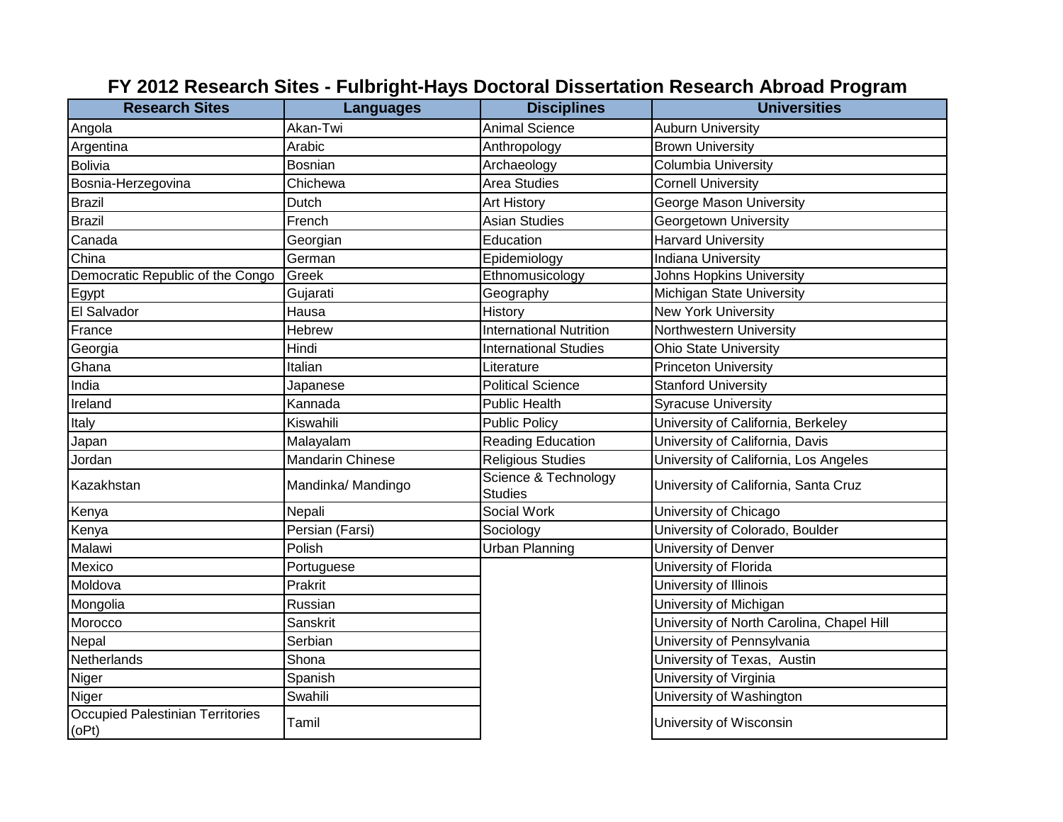# FY 2012 Research Sites - Fulbright-Hays Doctoral Dissertation Research Abroad Program

| Research Sites | Languages | Disciplines | Universities |
|---|---|---|---|
| Angola | Akan-Twi | Animal Science | Auburn University |
| Argentina | Arabic | Anthropology | Brown University |
| Bolivia | Bosnian | Archaeology | Columbia University |
| Bosnia-Herzegovina | Chichewa | Area Studies | Cornell University |
| Brazil | Dutch | Art History | George Mason University |
| Brazil | French | Asian Studies | Georgetown University |
| Canada | Georgian | Education | Harvard University |
| China | German | Epidemiology | Indiana University |
| Democratic Republic of the Congo | Greek | Ethnomusicology | Johns Hopkins University |
| Egypt | Gujarati | Geography | Michigan State University |
| El Salvador | Hausa | History | New York University |
| France | Hebrew | International Nutrition | Northwestern University |
| Georgia | Hindi | International Studies | Ohio State University |
| Ghana | Italian | Literature | Princeton University |
| India | Japanese | Political Science | Stanford University |
| Ireland | Kannada | Public Health | Syracuse University |
| Italy | Kiswahili | Public Policy | University of California, Berkeley |
| Japan | Malayalam | Reading Education | University of California, Davis |
| Jordan | Mandarin Chinese | Religious Studies | University of California, Los Angeles |
| Kazakhstan | Mandinka/ Mandingo | Science & Technology Studies | University of California, Santa Cruz |
| Kenya | Nepali | Social Work | University of Chicago |
| Kenya | Persian (Farsi) | Sociology | University of Colorado, Boulder |
| Malawi | Polish | Urban Planning | University of Denver |
| Mexico | Portuguese | | University of Florida |
| Moldova | Prakrit | | University of Illinois |
| Mongolia | Russian | | University of Michigan |
| Morocco | Sanskrit | | University of North Carolina, Chapel Hill |
| Nepal | Serbian | | University of Pennsylvania |
| Netherlands | Shona | | University of Texas, Austin |
| Niger | Spanish | | University of Virginia |
| Niger | Swahili | | University of Washington |
| Occupied Palestinian Territories (oPt) | Tamil | | University of Wisconsin |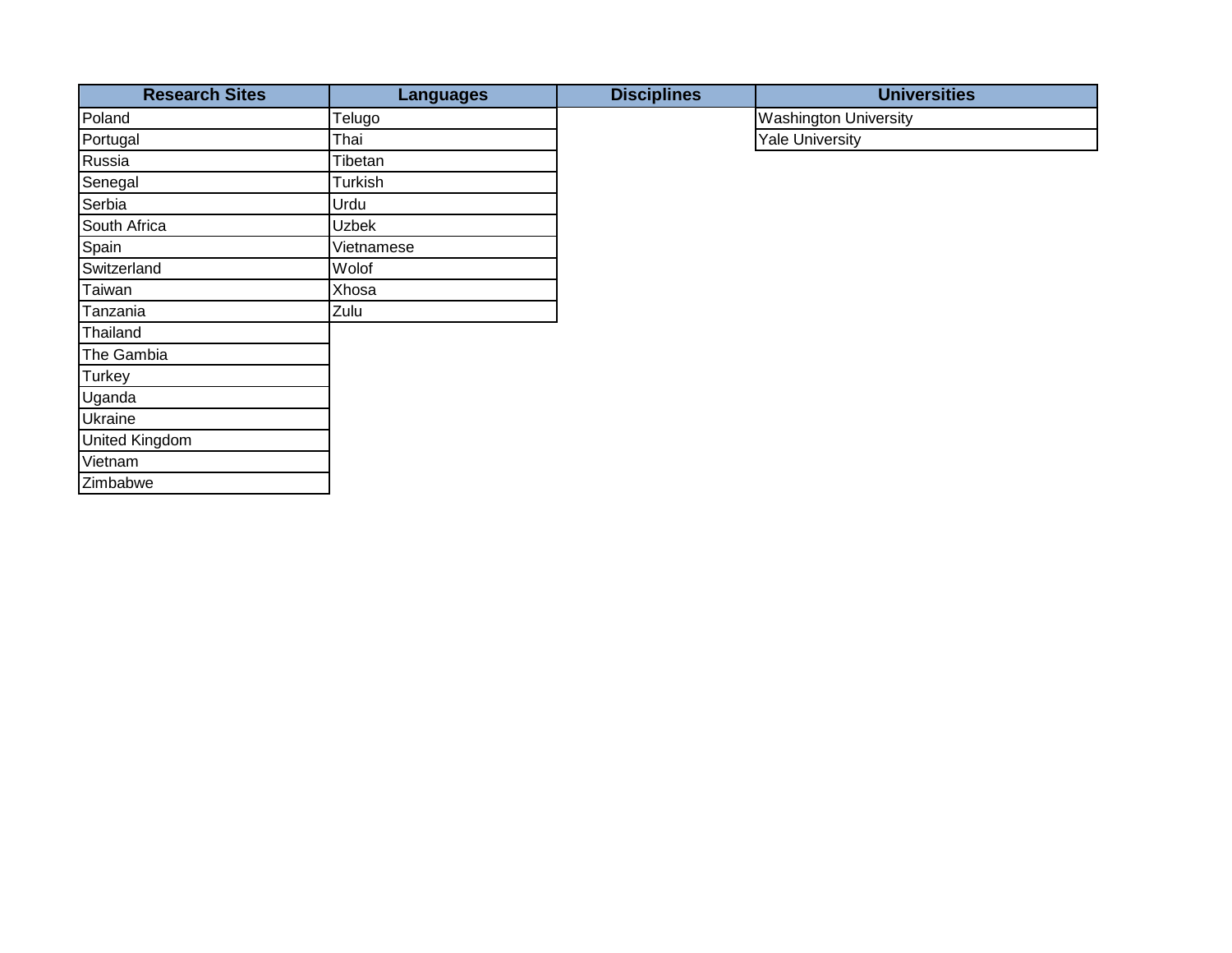| Research Sites | Languages | Disciplines | Universities |
|---|---|---|---|
| Poland | Telugo | | Washington University |
| Portugal | Thai | | Yale University |
| Russia | Tibetan | | |
| Senegal | Turkish | | |
| Serbia | Urdu | | |
| South Africa | Uzbek | | |
| Spain | Vietnamese | | |
| Switzerland | Wolof | | |
| Taiwan | Xhosa | | |
| Tanzania | Zulu | | |
| Thailand | | | |
| The Gambia | | | |
| Turkey | | | |
| Uganda | | | |
| Ukraine | | | |
| United Kingdom | | | |
| Vietnam | | | |
| Zimbabwe | | | |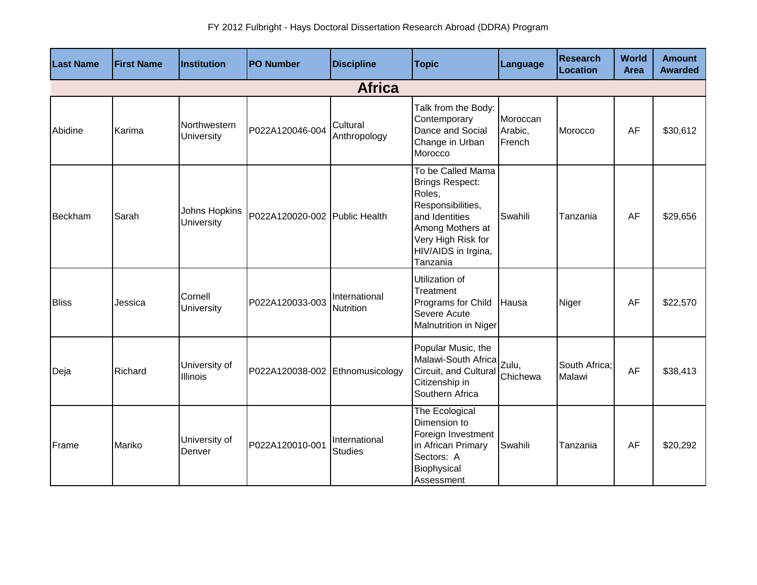FY 2012 Fulbright - Hays Doctoral Dissertation Research Abroad (DDRA) Program

| Last Name | First Name | Institution | PO Number | Discipline | Topic | Language | Research Location | World Area | Amount Awarded |
|---|---|---|---|---|---|---|---|---|---|
| **Africa** | | | | | | | | | |
| Abidine | Karima | Northwestern University | P022A120046-004 | Cultural Anthropology | Talk from the Body: Contemporary Dance and Social Change in Urban Morocco | Moroccan Arabic, French | Morocco | AF | $30,612 |
| Beckham | Sarah | Johns Hopkins University | P022A120020-002 | Public Health | To be Called Mama Brings Respect: Roles, Responsibilities, and Identities Among Mothers at Very High Risk for HIV/AIDS in Irgina, Tanzania | Swahili | Tanzania | AF | $29,656 |
| Bliss | Jessica | Cornell University | P022A120033-003 | International Nutrition | Utilization of Treatment Programs for Child Severe Acute Malnutrition in Niger | Hausa | Niger | AF | $22,570 |
| Deja | Richard | University of Illinois | P022A120038-002 | Ethnomusicology | Popular Music, the Malawi-South Africa Circuit, and Cultural Citizenship in Southern Africa | Zulu, Chichewa | South Africa; Malawi | AF | $38,413 |
| Frame | Mariko | University of Denver | P022A120010-001 | International Studies | The Ecological Dimension to Foreign Investment in African Primary Sectors: A Biophysical Assessment | Swahili | Tanzania | AF | $20,292 |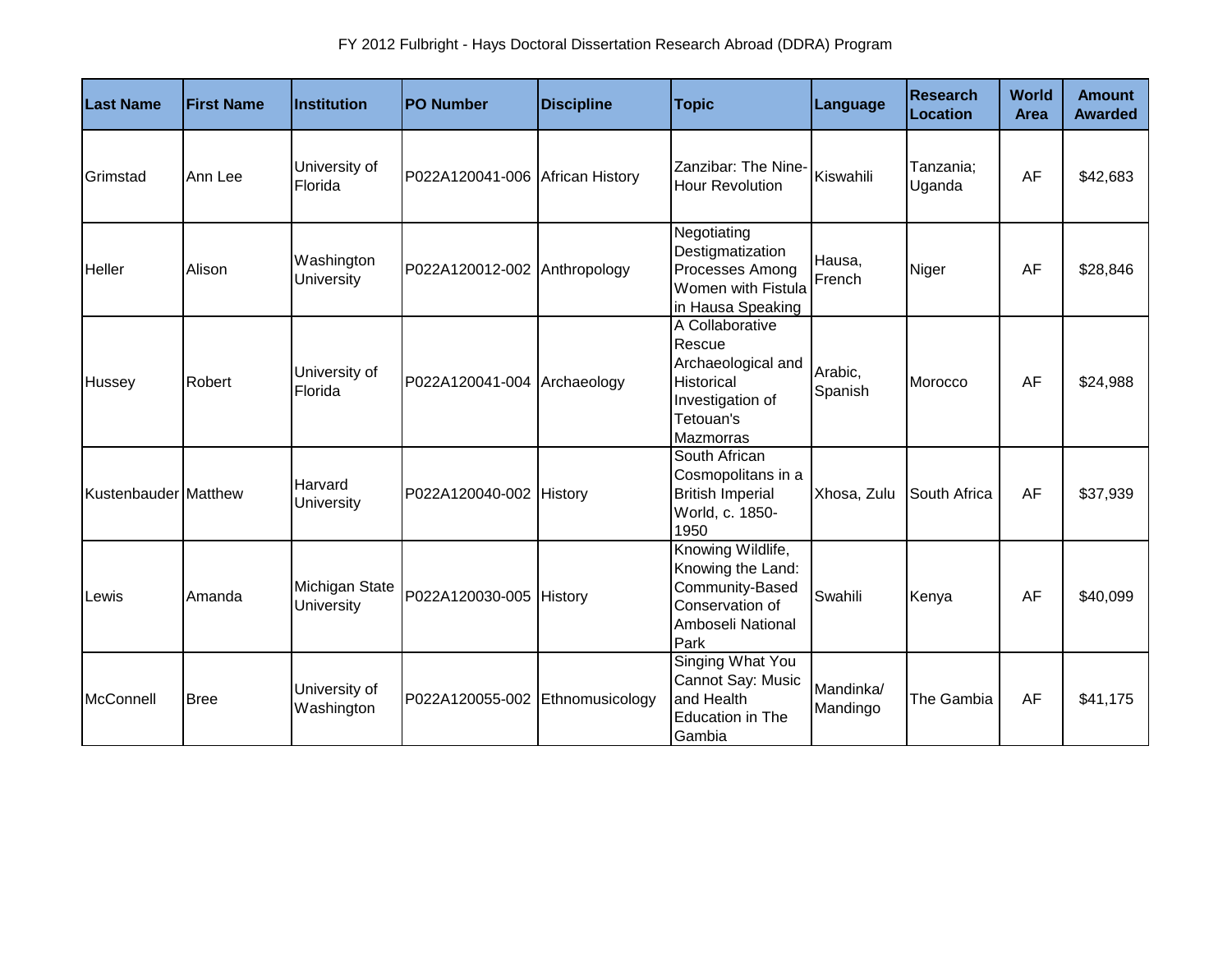FY 2012 Fulbright - Hays Doctoral Dissertation Research Abroad (DDRA) Program

| Last Name | First Name | Institution | PO Number | Discipline | Topic | Language | Research Location | World Area | Amount Awarded |
|---|---|---|---|---|---|---|---|---|---|
| Grimstad | Ann Lee | University of Florida | P022A120041-006 | African History | Zanzibar: The Nine-Hour Revolution | Kiswahili | Tanzania; Uganda | AF | $42,683 |
| Heller | Alison | Washington University | P022A120012-002 | Anthropology | Negotiating Destigmatization Processes Among Women with Fistula in Hausa Speaking | Hausa, French | Niger | AF | $28,846 |
| Hussey | Robert | University of Florida | P022A120041-004 | Archaeology | A Collaborative Rescue Archaeological and Historical Investigation of Tetouan's Mazmorras | Arabic, Spanish | Morocco | AF | $24,988 |
| Kustenbauder | Matthew | Harvard University | P022A120040-002 | History | South African Cosmopolitans in a British Imperial World, c. 1850-1950 | Xhosa, Zulu | South Africa | AF | $37,939 |
| Lewis | Amanda | Michigan State University | P022A120030-005 | History | Knowing Wildlife, Knowing the Land: Community-Based Conservation of Amboseli National Park | Swahili | Kenya | AF | $40,099 |
| McConnell | Bree | University of Washington | P022A120055-002 | Ethnomusicology | Singing What You Cannot Say: Music and Health Education in The Gambia | Mandinka/ Mandingo | The Gambia | AF | $41,175 |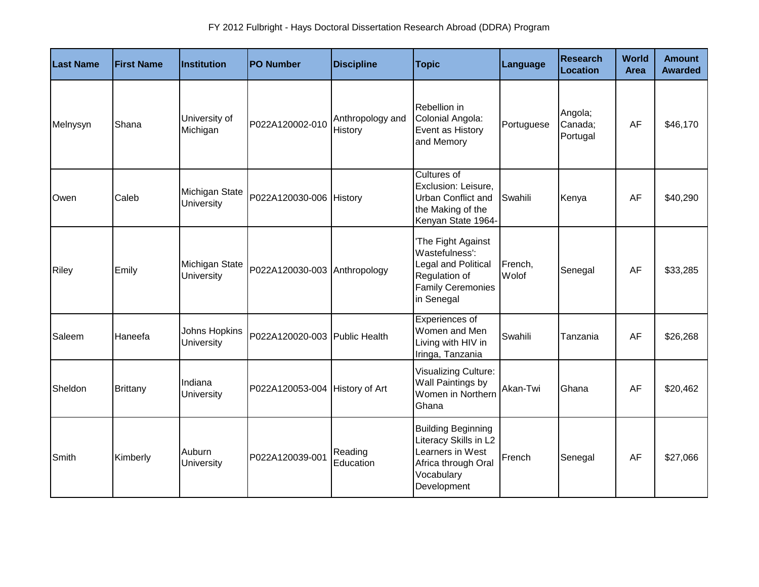FY 2012 Fulbright - Hays Doctoral Dissertation Research Abroad (DDRA) Program

| Last Name | First Name | Institution | PO Number | Discipline | Topic | Language | Research Location | World Area | Amount Awarded |
|---|---|---|---|---|---|---|---|---|---|
| Melnysyn | Shana | University of Michigan | P022A120002-010 | Anthropology and History | Rebellion in Colonial Angola: Event as History and Memory | Portuguese | Angola; Canada; Portugal | AF | $46,170 |
| Owen | Caleb | Michigan State University | P022A120030-006 | History | Cultures of Exclusion: Leisure, Urban Conflict and the Making of the Kenyan State 1964- | Swahili | Kenya | AF | $40,290 |
| Riley | Emily | Michigan State University | P022A120030-003 | Anthropology | 'The Fight Against Wastefulness': Legal and Political Regulation of Family Ceremonies in Senegal | French, Wolof | Senegal | AF | $33,285 |
| Saleem | Haneefa | Johns Hopkins University | P022A120020-003 | Public Health | Experiences of Women and Men Living with HIV in Iringa, Tanzania | Swahili | Tanzania | AF | $26,268 |
| Sheldon | Brittany | Indiana University | P022A120053-004 | History of Art | Visualizing Culture: Wall Paintings by Women in Northern Ghana | Akan-Twi | Ghana | AF | $20,462 |
| Smith | Kimberly | Auburn University | P022A120039-001 | Reading Education | Building Beginning Literacy Skills in L2 Learners in West Africa through Oral Vocabulary Development | French | Senegal | AF | $27,066 |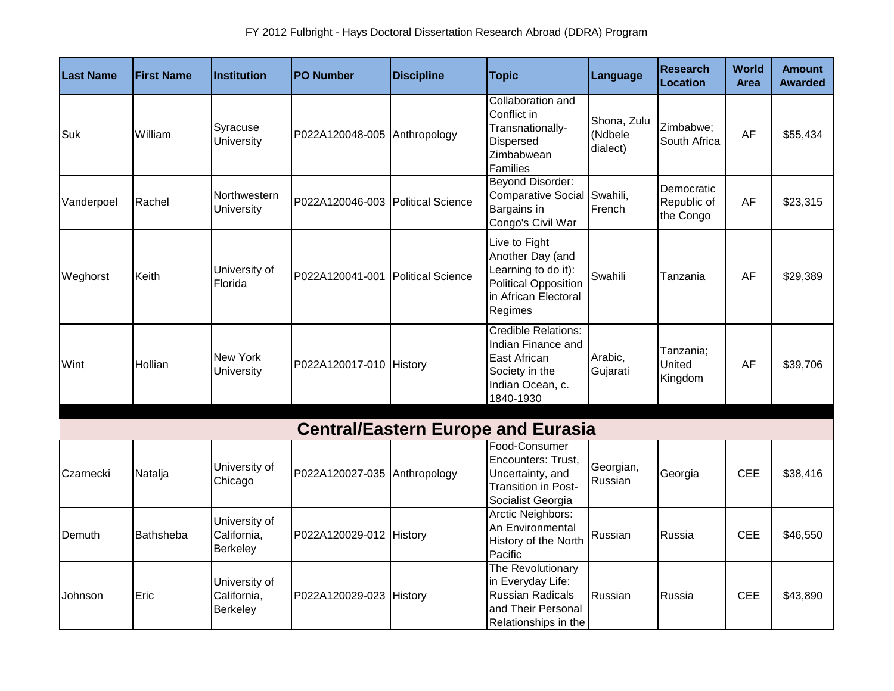FY 2012 Fulbright - Hays Doctoral Dissertation Research Abroad (DDRA) Program

| Last Name | First Name | Institution | PO Number | Discipline | Topic | Language | Research Location | World Area | Amount Awarded |
|---|---|---|---|---|---|---|---|---|---|
| Suk | William | Syracuse University | P022A120048-005 | Anthropology | Collaboration and Conflict in Transnationally-Dispersed Zimbabwean Families | Shona, Zulu (Ndbele dialect) | Zimbabwe; South Africa | AF | $55,434 |
| Vanderpoel | Rachel | Northwestern University | P022A120046-003 | Political Science | Beyond Disorder: Comparative Social Bargains in Congo's Civil War | Swahili, French | Democratic Republic of the Congo | AF | $23,315 |
| Weghorst | Keith | University of Florida | P022A120041-001 | Political Science | Live to Fight Another Day (and Learning to do it): Political Opposition in African Electoral Regimes | Swahili | Tanzania | AF | $29,389 |
| Wint | Hollian | New York University | P022A120017-010 | History | Credible Relations: Indian Finance and East African Society in the Indian Ocean, c. 1840-1930 | Arabic, Gujarati | Tanzania; United Kingdom | AF | $39,706 |
| **Central/Eastern Europe and Eurasia** | | | | | | | | | |
| Czarnecki | Natalja | University of Chicago | P022A120027-035 | Anthropology | Food-Consumer Encounters: Trust, Uncertainty, and Transition in Post-Socialist Georgia | Georgian, Russian | Georgia | CEE | $38,416 |
| Demuth | Bathsheba | University of California, Berkeley | P022A120029-012 | History | Arctic Neighbors: An Environmental History of the North Pacific | Russian | Russia | CEE | $46,550 |
| Johnson | Eric | University of California, Berkeley | P022A120029-023 | History | The Revolutionary in Everyday Life: Russian Radicals and Their Personal Relationships in the | Russian | Russia | CEE | $43,890 |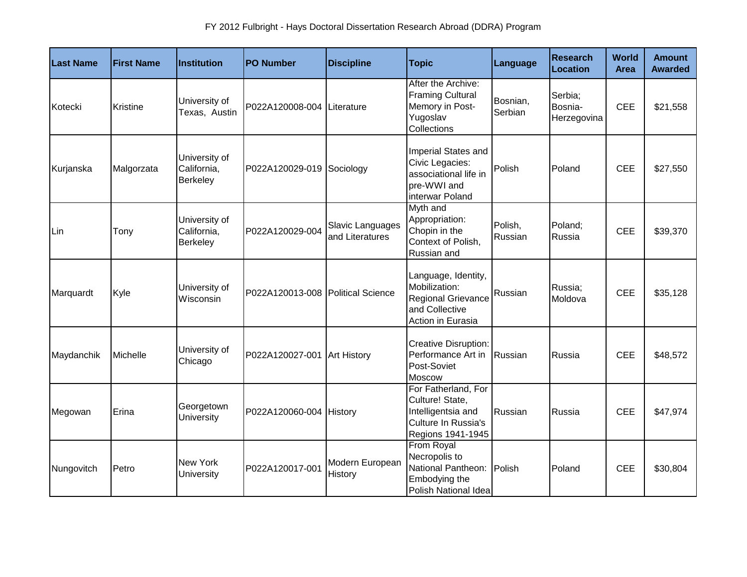FY 2012 Fulbright - Hays Doctoral Dissertation Research Abroad (DDRA) Program

| Last Name | First Name | Institution | PO Number | Discipline | Topic | Language | Research Location | World Area | Amount Awarded |
|---|---|---|---|---|---|---|---|---|---|
| Kotecki | Kristine | University of Texas, Austin | P022A120008-004 | Literature | After the Archive: Framing Cultural Memory in Post-Yugoslav Collections | Bosnian, Serbian | Serbia; Bosnia-Herzegovina | CEE | $21,558 |
| Kurjanska | Malgorzata | University of California, Berkeley | P022A120029-019 | Sociology | Imperial States and Civic Legacies: associational life in pre-WWI and interwar Poland | Polish | Poland | CEE | $27,550 |
| Lin | Tony | University of California, Berkeley | P022A120029-004 | Slavic Languages and Literatures | Myth and Appropriation: Chopin in the Context of Polish, Russian and | Polish, Russian | Poland; Russia | CEE | $39,370 |
| Marquardt | Kyle | University of Wisconsin | P022A120013-008 | Political Science | Language, Identity, Mobilization: Regional Grievance and Collective Action in Eurasia | Russian | Russia; Moldova | CEE | $35,128 |
| Maydanchik | Michelle | University of Chicago | P022A120027-001 | Art History | Creative Disruption: Performance Art in Post-Soviet Moscow | Russian | Russia | CEE | $48,572 |
| Megowan | Erina | Georgetown University | P022A120060-004 | History | For Fatherland, For Culture! State, Intelligentsia and Culture In Russia's Regions 1941-1945 | Russian | Russia | CEE | $47,974 |
| Nungovitch | Petro | New York University | P022A120017-001 | Modern European History | From Royal Necropolis to National Pantheon: Embodying the Polish National Idea | Polish | Poland | CEE | $30,804 |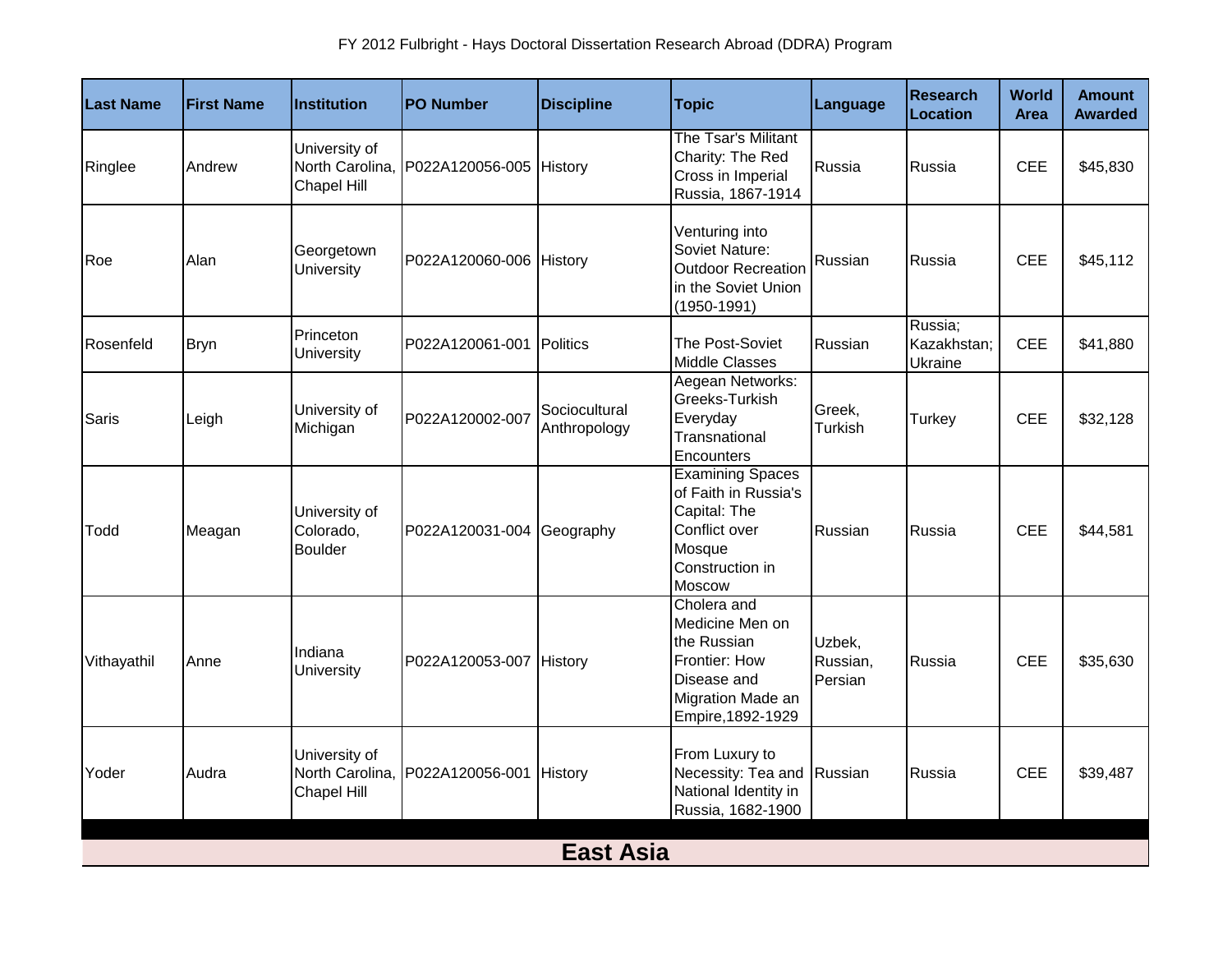FY 2012 Fulbright - Hays Doctoral Dissertation Research Abroad (DDRA) Program

| Last Name | First Name | Institution | PO Number | Discipline | Topic | Language | Research Location | World Area | Amount Awarded |
|---|---|---|---|---|---|---|---|---|---|
| Ringlee | Andrew | University of North Carolina, Chapel Hill | P022A120056-005 | History | The Tsar's Militant Charity: The Red Cross in Imperial Russia, 1867-1914 | Russia | Russia | CEE | $45,830 |
| Roe | Alan | Georgetown University | P022A120060-006 | History | Venturing into Soviet Nature: Outdoor Recreation in the Soviet Union (1950-1991) | Russian | Russia | CEE | $45,112 |
| Rosenfeld | Bryn | Princeton University | P022A120061-001 | Politics | The Post-Soviet Middle Classes | Russian | Russia; Kazakhstan; Ukraine | CEE | $41,880 |
| Saris | Leigh | University of Michigan | P022A120002-007 | Sociocultural Anthropology | Aegean Networks: Greeks-Turkish Everyday Transnational Encounters | Greek, Turkish | Turkey | CEE | $32,128 |
| Todd | Meagan | University of Colorado, Boulder | P022A120031-004 | Geography | Examining Spaces of Faith in Russia's Capital: The Conflict over Mosque Construction in Moscow | Russian | Russia | CEE | $44,581 |
| Vithayathil | Anne | Indiana University | P022A120053-007 | History | Cholera and Medicine Men on the Russian Frontier: How Disease and Migration Made an Empire,1892-1929 | Uzbek, Russian, Persian | Russia | CEE | $35,630 |
| Yoder | Audra | University of North Carolina, Chapel Hill | P022A120056-001 | History | From Luxury to Necessity: Tea and National Identity in Russia, 1682-1900 | Russian | Russia | CEE | $39,487 |

## East Asia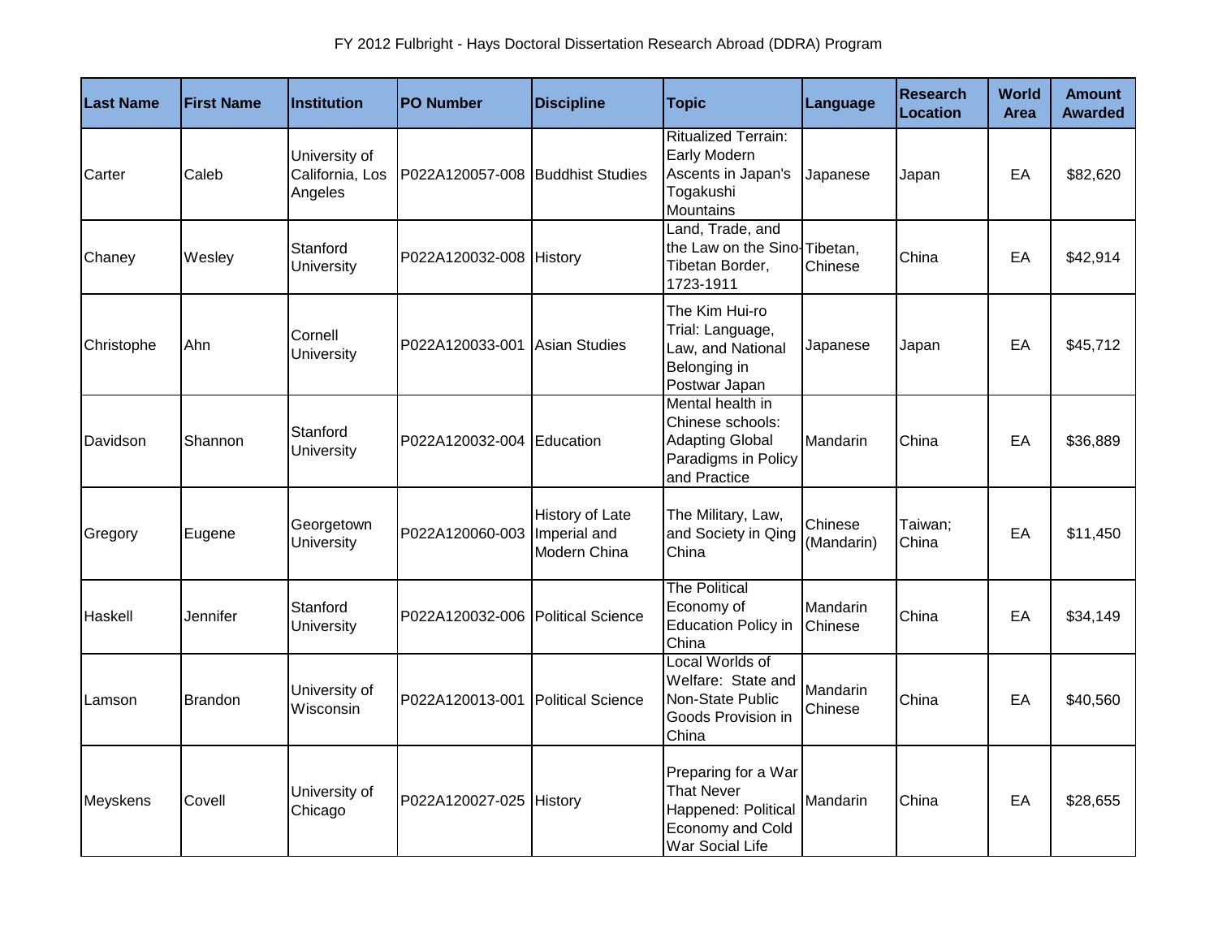FY 2012 Fulbright - Hays Doctoral Dissertation Research Abroad (DDRA) Program

| Last Name | First Name | Institution | PO Number | Discipline | Topic | Language | Research Location | World Area | Amount Awarded |
|---|---|---|---|---|---|---|---|---|---|
| Carter | Caleb | University of California, Los Angeles | P022A120057-008 | Buddhist Studies | Ritualized Terrain: Early Modern Ascents in Japan's Togakushi Mountains | Japanese | Japan | EA | $82,620 |
| Chaney | Wesley | Stanford University | P022A120032-008 | History | Land, Trade, and the Law on the Sino-Tibetan Border, 1723-1911 | Tibetan, Chinese | China | EA | $42,914 |
| Christophe | Ahn | Cornell University | P022A120033-001 | Asian Studies | The Kim Hui-ro Trial: Language, Law, and National Belonging in Postwar Japan | Japanese | Japan | EA | $45,712 |
| Davidson | Shannon | Stanford University | P022A120032-004 | Education | Mental health in Chinese schools: Adapting Global Paradigms in Policy and Practice | Mandarin | China | EA | $36,889 |
| Gregory | Eugene | Georgetown University | P022A120060-003 | History of Late Imperial and Modern China | The Military, Law, and Society in Qing China | Chinese (Mandarin) | Taiwan; China | EA | $11,450 |
| Haskell | Jennifer | Stanford University | P022A120032-006 | Political Science | The Political Economy of Education Policy in China | Mandarin Chinese | China | EA | $34,149 |
| Lamson | Brandon | University of Wisconsin | P022A120013-001 | Political Science | Local Worlds of Welfare: State and Non-State Public Goods Provision in China | Mandarin Chinese | China | EA | $40,560 |
| Meyskens | Covell | University of Chicago | P022A120027-025 | History | Preparing for a War That Never Happened: Political Economy and Cold War Social Life | Mandarin | China | EA | $28,655 |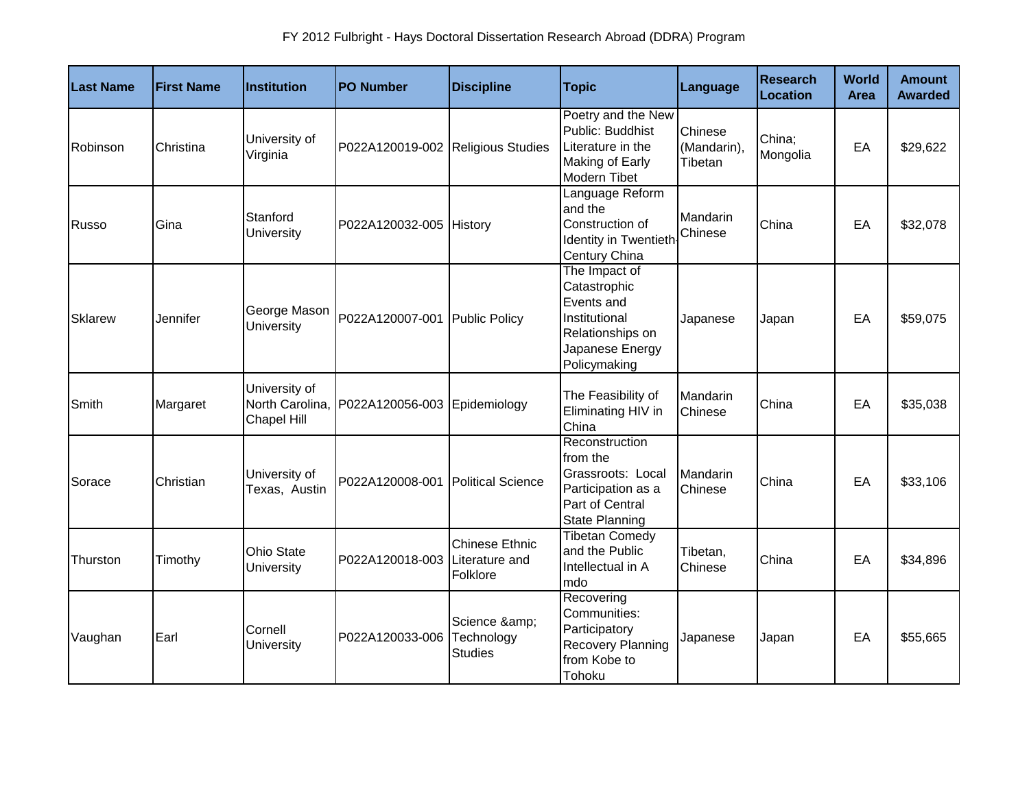FY 2012 Fulbright - Hays Doctoral Dissertation Research Abroad (DDRA) Program

| Last Name | First Name | Institution | PO Number | Discipline | Topic | Language | Research Location | World Area | Amount Awarded |
|---|---|---|---|---|---|---|---|---|---|
| Robinson | Christina | University of Virginia | P022A120019-002 | Religious Studies | Poetry and the New Public: Buddhist Literature in the Making of Early Modern Tibet | Chinese (Mandarin), Tibetan | China; Mongolia | EA | $29,622 |
| Russo | Gina | Stanford University | P022A120032-005 | History | Language Reform and the Construction of Identity in Twentieth-Century China | Mandarin Chinese | China | EA | $32,078 |
| Sklarew | Jennifer | George Mason University | P022A120007-001 | Public Policy | The Impact of Catastrophic Events and Institutional Relationships on Japanese Energy Policymaking | Japanese | Japan | EA | $59,075 |
| Smith | Margaret | University of North Carolina, Chapel Hill | P022A120056-003 | Epidemiology | The Feasibility of Eliminating HIV in China | Mandarin Chinese | China | EA | $35,038 |
| Sorace | Christian | University of Texas, Austin | P022A120008-001 | Political Science | Reconstruction from the Grassroots: Local Participation as a Part of Central State Planning | Mandarin Chinese | China | EA | $33,106 |
| Thurston | Timothy | Ohio State University | P022A120018-003 | Chinese Ethnic Literature and Folklore | Tibetan Comedy and the Public Intellectual in A mdo | Tibetan, Chinese | China | EA | $34,896 |
| Vaughan | Earl | Cornell University | P022A120033-006 | Science &amp; Technology Studies | Recovering Communities: Participatory Recovery Planning from Kobe to Tohoku | Japanese | Japan | EA | $55,665 |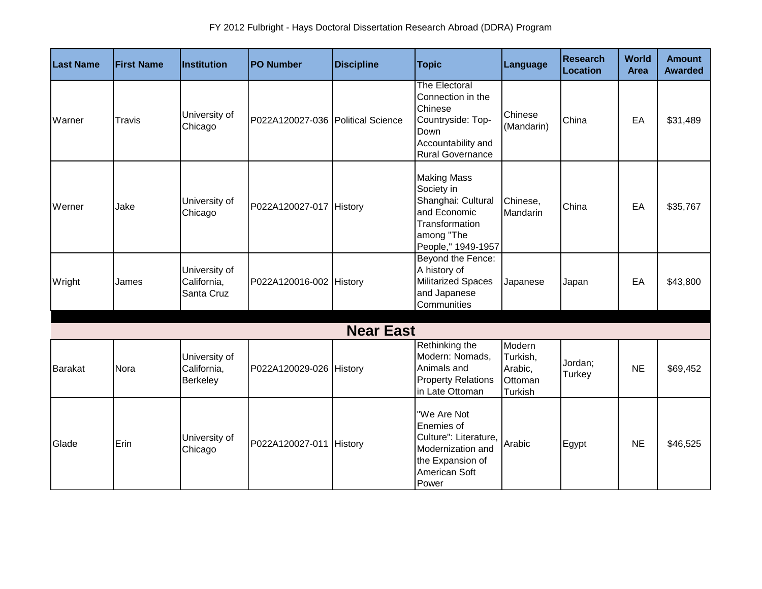FY 2012 Fulbright - Hays Doctoral Dissertation Research Abroad (DDRA) Program

| Last Name | First Name | Institution | PO Number | Discipline | Topic | Language | Research Location | World Area | Amount Awarded |
|---|---|---|---|---|---|---|---|---|---|
| Warner | Travis | University of Chicago | P022A120027-036 | Political Science | The Electoral Connection in the Chinese Countryside: Top-Down Accountability and Rural Governance | Chinese (Mandarin) | China | EA | $31,489 |
| Werner | Jake | University of Chicago | P022A120027-017 | History | Making Mass Society in Shanghai: Cultural and Economic Transformation among "The People," 1949-1957 | Chinese, Mandarin | China | EA | $35,767 |
| Wright | James | University of California, Santa Cruz | P022A120016-002 | History | Beyond the Fence: A history of Militarized Spaces and Japanese Communities | Japanese | Japan | EA | $43,800 |
| **Near East** | | | | | | | | | |
| Barakat | Nora | University of California, Berkeley | P022A120029-026 | History | Rethinking the Modern: Nomads, Animals and Property Relations in Late Ottoman | Modern Turkish, Arabic, Ottoman Turkish | Jordan; Turkey | NE | $69,452 |
| Glade | Erin | University of Chicago | P022A120027-011 | History | "We Are Not Enemies of Culture": Literature, Modernization and the Expansion of American Soft Power | Arabic | Egypt | NE | $46,525 |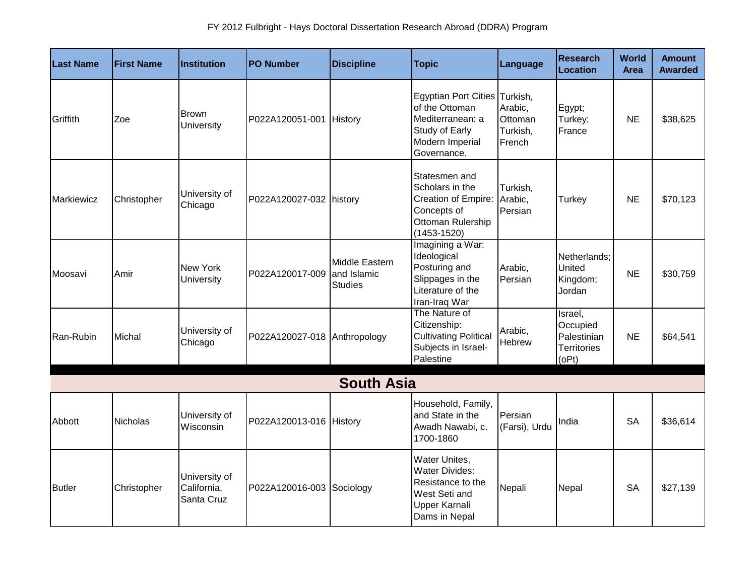FY 2012 Fulbright - Hays Doctoral Dissertation Research Abroad (DDRA) Program

| Last Name | First Name | Institution | PO Number | Discipline | Topic | Language | Research Location | World Area | Amount Awarded |
|---|---|---|---|---|---|---|---|---|---|
| Griffith | Zoe | Brown University | P022A120051-001 | History | Egyptian Port Cities of the Ottoman Mediterranean: a Study of Early Modern Imperial Governance. | Turkish, Arabic, Ottoman Turkish, French | Egypt; Turkey; France | NE | $38,625 |
| Markiewicz | Christopher | University of Chicago | P022A120027-032 | history | Statesmen and Scholars in the Creation of Empire: Concepts of Ottoman Rulership (1453-1520) | Turkish, Arabic, Persian | Turkey | NE | $70,123 |
| Moosavi | Amir | New York University | P022A120017-009 | Middle Eastern and Islamic Studies | Imagining a War: Ideological Posturing and Slippages in the Literature of the Iran-Iraq War | Arabic, Persian | Netherlands; United Kingdom; Jordan | NE | $30,759 |
| Ran-Rubin | Michal | University of Chicago | P022A120027-018 | Anthropology | The Nature of Citizenship: Cultivating Political Subjects in Israel-Palestine | Arabic, Hebrew | Israel, Occupied Palestinian Territories (oPt) | NE | $64,541 |
| **South Asia** | | | | | | | | | |
| Abbott | Nicholas | University of Wisconsin | P022A120013-016 | History | Household, Family, and State in the Awadh Nawabi, c. 1700-1860 | Persian (Farsi), Urdu | India | SA | $36,614 |
| Butler | Christopher | University of California, Santa Cruz | P022A120016-003 | Sociology | Water Unites, Water Divides: Resistance to the West Seti and Upper Karnali Dams in Nepal | Nepali | Nepal | SA | $27,139 |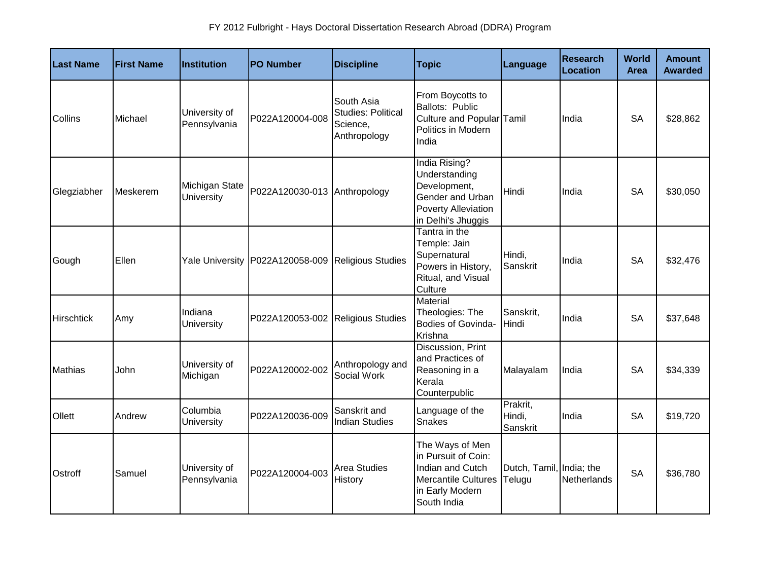# FY 2012 Fulbright - Hays Doctoral Dissertation Research Abroad (DDRA) Program

| Last Name | First Name | Institution | PO Number | Discipline | Topic | Language | Research Location | World Area | Amount Awarded |
|---|---|---|---|---|---|---|---|---|---|
| Collins | Michael | University of Pennsylvania | P022A120004-008 | South Asia Studies: Political Science, Anthropology | From Boycotts to Ballots: Public Culture and Popular Politics in Modern India | Tamil | India | SA | $28,862 |
| Glegziabher | Meskerem | Michigan State University | P022A120030-013 | Anthropology | India Rising? Understanding Development, Gender and Urban Poverty Alleviation in Delhi's Jhuggis | Hindi | India | SA | $30,050 |
| Gough | Ellen | Yale University | P022A120058-009 | Religious Studies | Tantra in the Temple: Jain Supernatural Powers in History, Ritual, and Visual Culture | Hindi, Sanskrit | India | SA | $32,476 |
| Hirschtick | Amy | Indiana University | P022A120053-002 | Religious Studies | Material Theologies: The Bodies of Govinda-Krishna | Sanskrit, Hindi | India | SA | $37,648 |
| Mathias | John | University of Michigan | P022A120002-002 | Anthropology and Social Work | Discussion, Print and Practices of Reasoning in a Kerala Counterpublic | Malayalam | India | SA | $34,339 |
| Ollett | Andrew | Columbia University | P022A120036-009 | Sanskrit and Indian Studies | Language of the Snakes | Prakrit, Hindi, Sanskrit | India | SA | $19,720 |
| Ostroff | Samuel | University of Pennsylvania | P022A120004-003 | Area Studies History | The Ways of Men in Pursuit of Coin: Indian and Cutch Mercantile Cultures in Early Modern South India | Dutch, Tamil, Telugu | India; the Netherlands | SA | $36,780 |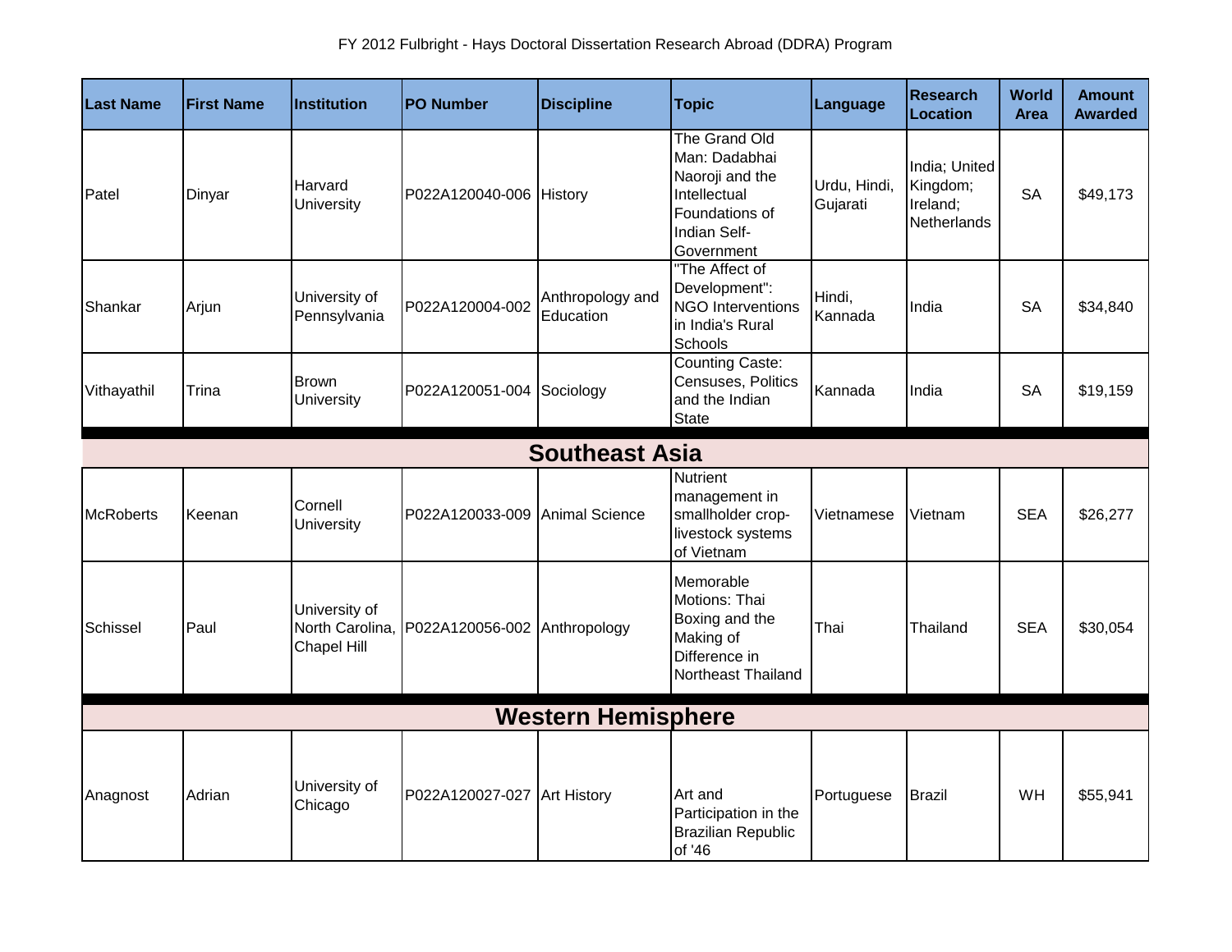FY 2012 Fulbright - Hays Doctoral Dissertation Research Abroad (DDRA) Program

| Last Name | First Name | Institution | PO Number | Discipline | Topic | Language | Research Location | World Area | Amount Awarded |
|---|---|---|---|---|---|---|---|---|---|
| Patel | Dinyar | Harvard University | P022A120040-006 | History | The Grand Old Man: Dadabhai Naoroji and the Intellectual Foundations of Indian Self-Government | Urdu, Hindi, Gujarati | India; United Kingdom; Ireland; Netherlands | SA | $49,173 |
| Shankar | Arjun | University of Pennsylvania | P022A120004-002 | Anthropology and Education | "The Affect of Development": NGO Interventions in India's Rural Schools | Hindi, Kannada | India | SA | $34,840 |
| Vithayathil | Trina | Brown University | P022A120051-004 | Sociology | Counting Caste: Censuses, Politics and the Indian State | Kannada | India | SA | $19,159 |
| **Southeast Asia** | | | | | | | | | |
| McRoberts | Keenan | Cornell University | P022A120033-009 | Animal Science | Nutrient management in smallholder crop-livestock systems of Vietnam | Vietnamese | Vietnam | SEA | $26,277 |
| Schissel | Paul | University of North Carolina, Chapel Hill | P022A120056-002 | Anthropology | Memorable Motions: Thai Boxing and the Making of Difference in Northeast Thailand | Thai | Thailand | SEA | $30,054 |
| **Western Hemisphere** | | | | | | | | | |
| Anagnost | Adrian | University of Chicago | P022A120027-027 | Art History | Art and Participation in the Brazilian Republic of '46 | Portuguese | Brazil | WH | $55,941 |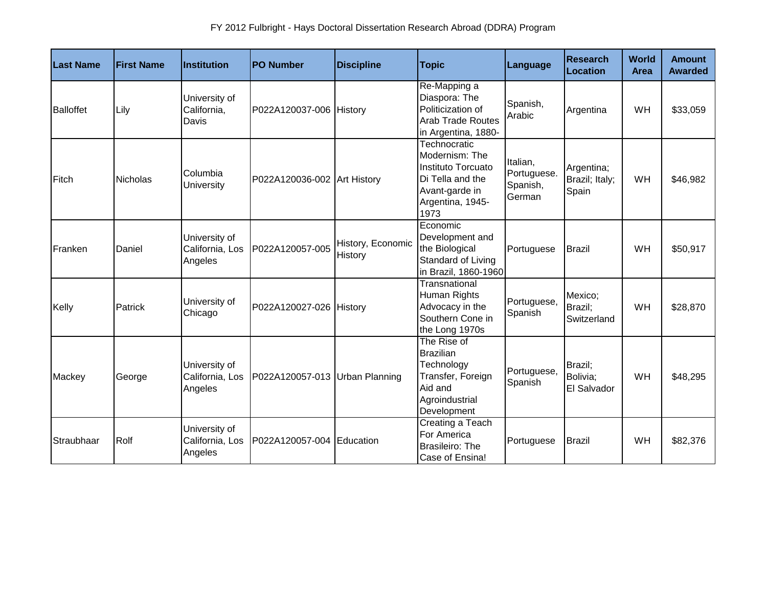FY 2012 Fulbright - Hays Doctoral Dissertation Research Abroad (DDRA) Program

| Last Name | First Name | Institution | PO Number | Discipline | Topic | Language | Research Location | World Area | Amount Awarded |
|---|---|---|---|---|---|---|---|---|---|
| Balloffet | Lily | University of California, Davis | P022A120037-006 | History | Re-Mapping a Diaspora: The Politicization of Arab Trade Routes in Argentina, 1880- | Spanish, Arabic | Argentina | WH | $33,059 |
| Fitch | Nicholas | Columbia University | P022A120036-002 | Art History | Technocratic Modernism: The Instituto Torcuato Di Tella and the Avant-garde in Argentina, 1945-1973 | Italian, Portuguese. Spanish, German | Argentina; Brazil; Italy; Spain | WH | $46,982 |
| Franken | Daniel | University of California, Los Angeles | P022A120057-005 | History, Economic History | Economic Development and the Biological Standard of Living in Brazil, 1860-1960 | Portuguese | Brazil | WH | $50,917 |
| Kelly | Patrick | University of Chicago | P022A120027-026 | History | Transnational Human Rights Advocacy in the Southern Cone in the Long 1970s | Portuguese, Spanish | Mexico; Brazil; Switzerland | WH | $28,870 |
| Mackey | George | University of California, Los Angeles | P022A120057-013 | Urban Planning | The Rise of Brazilian Technology Transfer, Foreign Aid and Agroindustrial Development | Portuguese, Spanish | Brazil; Bolivia; El Salvador | WH | $48,295 |
| Straubhaar | Rolf | University of California, Los Angeles | P022A120057-004 | Education | Creating a Teach For America Brasileiro: The Case of Ensina! | Portuguese | Brazil | WH | $82,376 |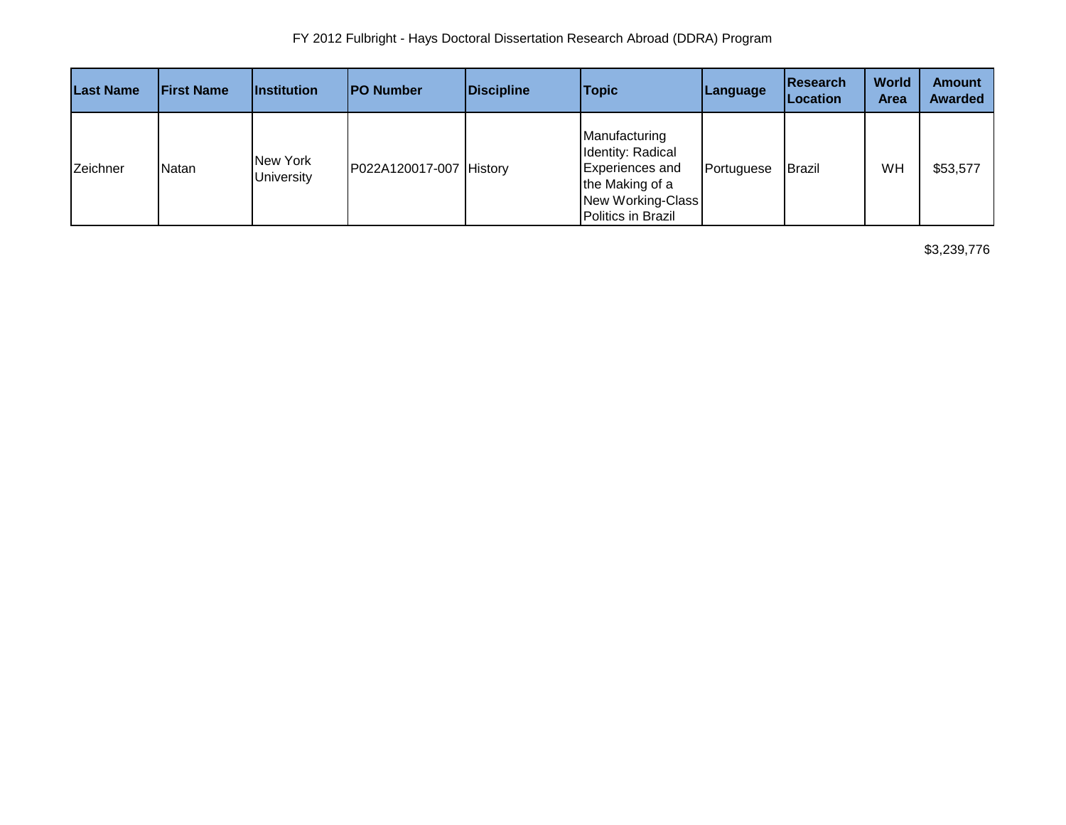FY 2012 Fulbright - Hays Doctoral Dissertation Research Abroad (DDRA) Program

| Last Name | First Name | Institution | PO Number | Discipline | Topic | Language | Research Location | World Area | Amount Awarded |
|---|---|---|---|---|---|---|---|---|---|
| Zeichner | Natan | New York University | P022A120017-007 | History | Manufacturing Identity: Radical Experiences and the Making of a New Working-Class Politics in Brazil | Portuguese | Brazil | WH | $53,577 |

$3,239,776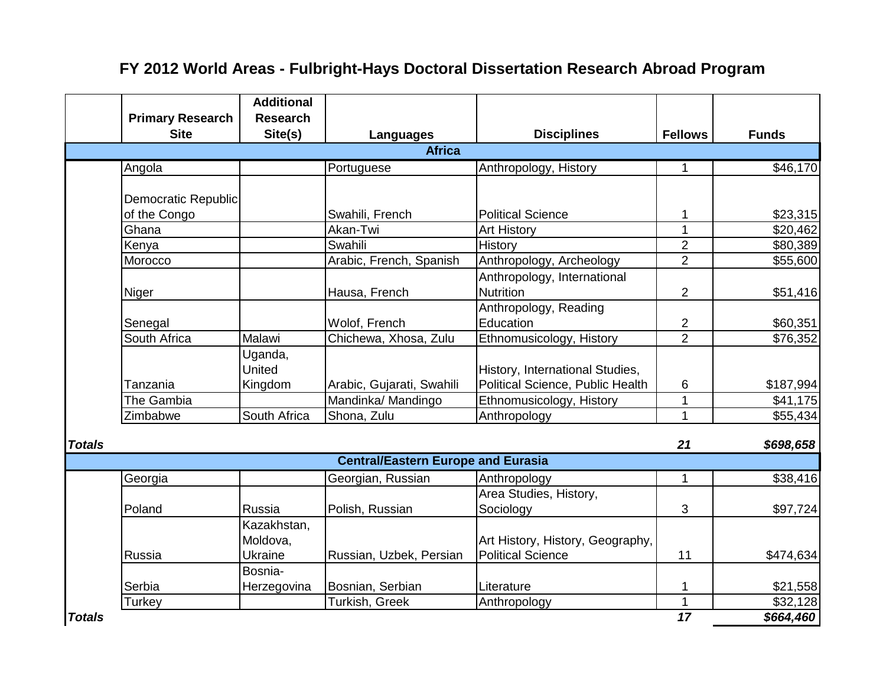# FY 2012 World Areas - Fulbright-Hays Doctoral Dissertation Research Abroad Program

| | Primary Research Site | Additional Research Site(s) | Languages | Disciplines | Fellows | Funds |
|---|---|---|---|---|---|---|
| **Africa** | | | | | | |
| | Angola | | Portuguese | Anthropology, History | 1 | $46,170 |
| | Democratic Republic of the Congo | | Swahili, French | Political Science | 1 | $23,315 |
| | Ghana | | Akan-Twi | Art History | 1 | $20,462 |
| | Kenya | | Swahili | History | 2 | $80,389 |
| | Morocco | | Arabic, French, Spanish | Anthropology, Archeology | 2 | $55,600 |
| | Niger | | Hausa, French | Anthropology, International Nutrition | 2 | $51,416 |
| | Senegal | | Wolof, French | Anthropology, Reading Education | 2 | $60,351 |
| | South Africa | Malawi | Chichewa, Xhosa, Zulu | Ethnomusicology, History | 2 | $76,352 |
| | Tanzania | Uganda, United Kingdom | Arabic, Gujarati, Swahili | History, International Studies, Political Science, Public Health | 6 | $187,994 |
| | The Gambia | | Mandinka/ Mandingo | Ethnomusicology, History | 1 | $41,175 |
| | Zimbabwe | South Africa | Shona, Zulu | Anthropology | 1 | $55,434 |
| ***Totals*** | | | | | ***21*** | ***$698,658*** |
| **Central/Eastern Europe and Eurasia** | | | | | | |
| | Georgia | | Georgian, Russian | Anthropology | 1 | $38,416 |
| | Poland | Russia | Polish, Russian | Area Studies, History, Sociology | 3 | $97,724 |
| | Russia | Kazakhstan, Moldova, Ukraine | Russian, Uzbek, Persian | Art History, History, Geography, Political Science | 11 | $474,634 |
| | Serbia | Bosnia-Herzegovina | Bosnian, Serbian | Literature | 1 | $21,558 |
| | Turkey | | Turkish, Greek | Anthropology | 1 | $32,128 |
| ***Totals*** | | | | | ***17*** | ***$664,460*** |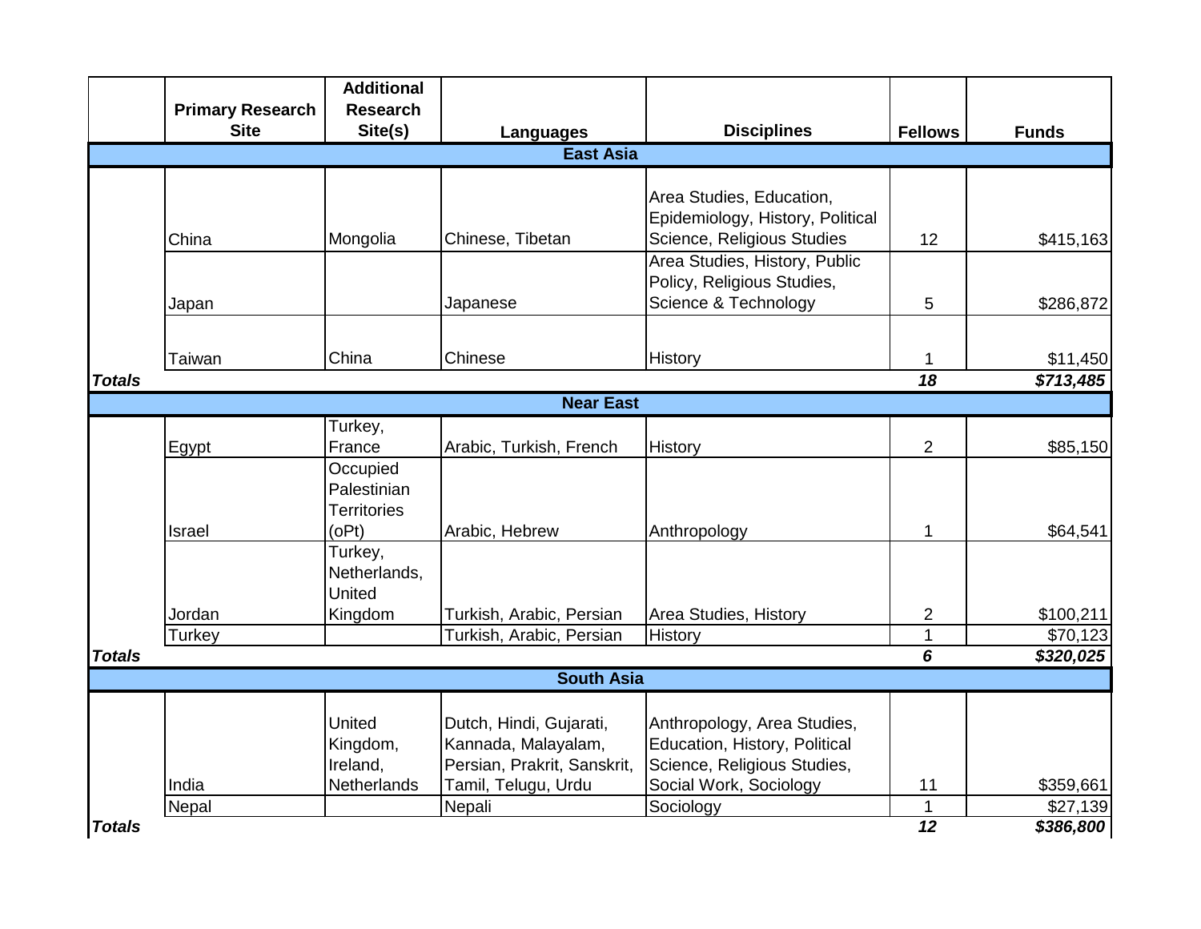| | Primary Research Site | Additional Research Site(s) | Languages | Disciplines | Fellows | Funds |
|---|---|---|---|---|---|---|
| | | | **East Asia** | | | |
| | China | Mongolia | Chinese, Tibetan | Area Studies, Education, Epidemiology, History, Political Science, Religious Studies | 12 | $415,163 |
| | Japan | | Japanese | Area Studies, History, Public Policy, Religious Studies, Science & Technology | 5 | $286,872 |
| | Taiwan | China | Chinese | History | 1 | $11,450 |
| ***Totals*** | | | | | ***18*** | ***$713,485*** |
| | | | **Near East** | | | |
| | Egypt | Turkey, France | Arabic, Turkish, French | History | 2 | $85,150 |
| | Israel | Occupied Palestinian Territories (oPt) | Arabic, Hebrew | Anthropology | 1 | $64,541 |
| | Jordan | Turkey, Netherlands, United Kingdom | Turkish, Arabic, Persian | Area Studies, History | 2 | $100,211 |
| | Turkey | | Turkish, Arabic, Persian | History | 1 | $70,123 |
| ***Totals*** | | | | | ***6*** | ***$320,025*** |
| | | | **South Asia** | | | |
| | India | United Kingdom, Ireland, Netherlands | Dutch, Hindi, Gujarati, Kannada, Malayalam, Persian, Prakrit, Sanskrit, Tamil, Telugu, Urdu | Anthropology, Area Studies, Education, History, Political Science, Religious Studies, Social Work, Sociology | 11 | $359,661 |
| | Nepal | | Nepali | Sociology | 1 | $27,139 |
| ***Totals*** | | | | | ***12*** | ***$386,800*** |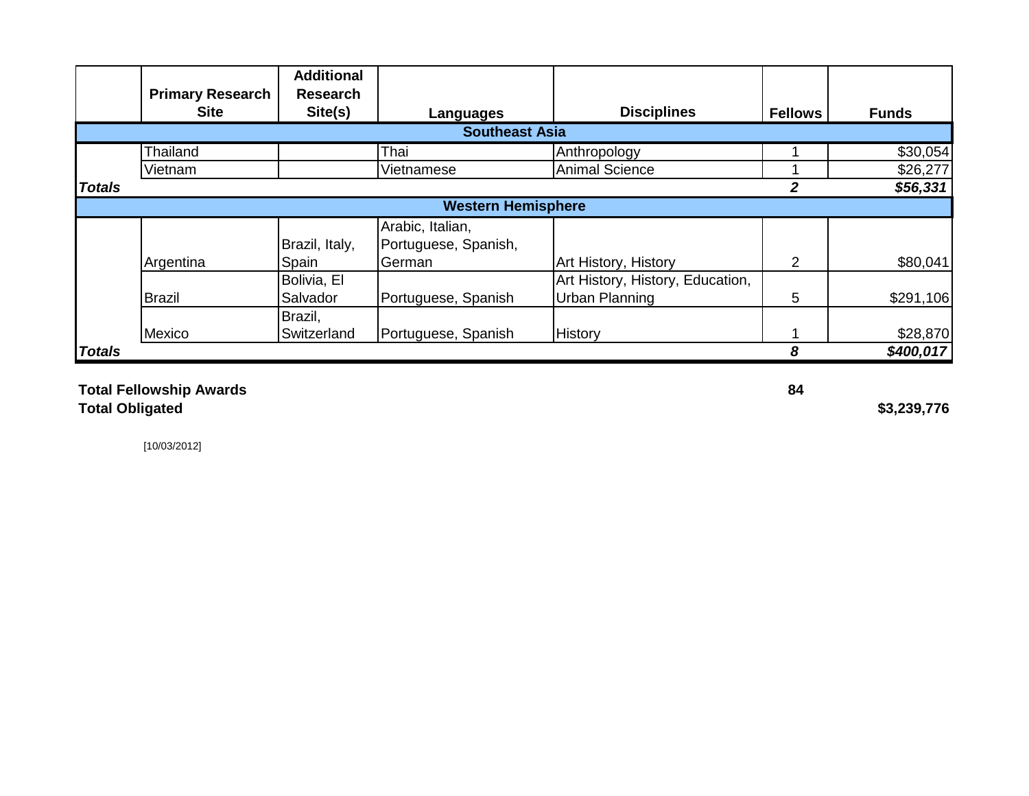| | Primary Research Site | Additional Research Site(s) | Languages | Disciplines | Fellows | Funds |
|---|---|---|---|---|---|---|
| **Southeast Asia** | | | | | | |
| | Thailand | | Thai | Anthropology | 1 | $30,054 |
| | Vietnam | | Vietnamese | Animal Science | 1 | $26,277 |
| ***Totals*** | | | | | ***2*** | ***$56,331*** |
| **Western Hemisphere** | | | | | | |
| | Argentina | Brazil, Italy, Spain | Arabic, Italian, Portuguese, Spanish, German | Art History, History | 2 | $80,041 |
| | Brazil | Bolivia, El Salvador | Portuguese, Spanish | Art History, History, Education, Urban Planning | 5 | $291,106 |
| | Mexico | Brazil, Switzerland | Portuguese, Spanish | History | 1 | $28,870 |
| ***Totals*** | | | | | ***8*** | ***$400,017*** |

**Total Fellowship Awards** **84**

**Total Obligated** **$3,239,776**

[10/03/2012]